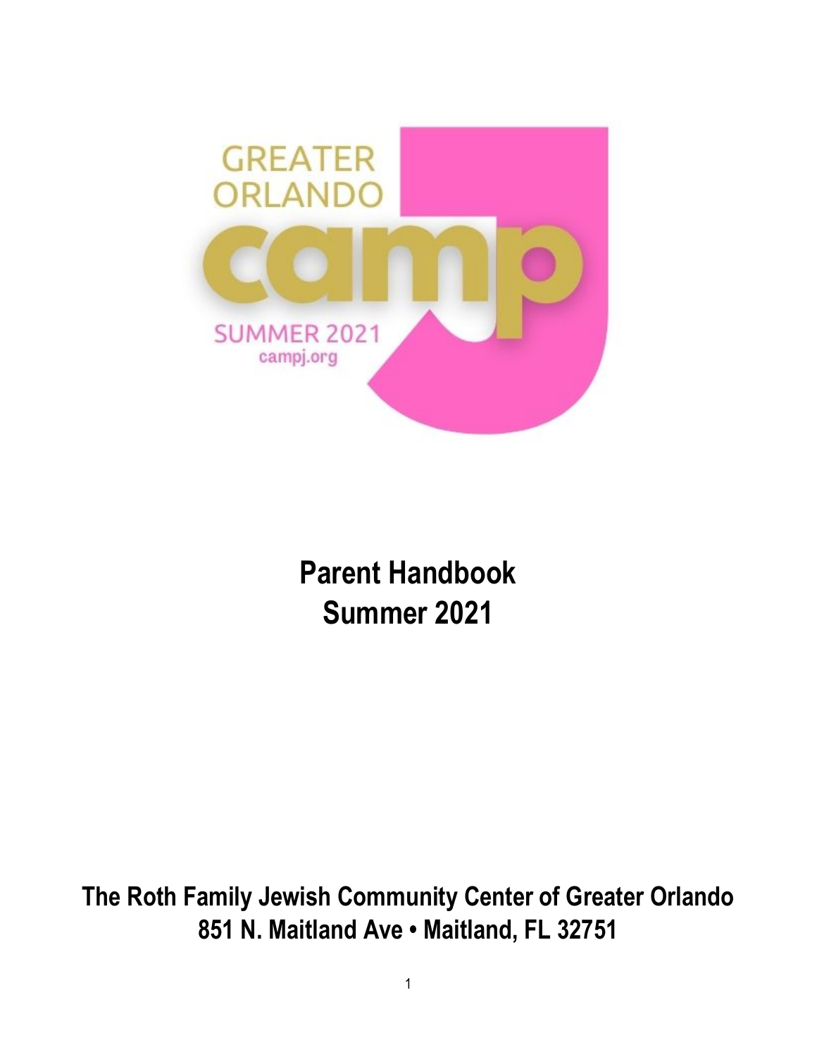GREATER ORLANDO

camp J

SUMMER 2021
campj.org

# Parent Handbook
# Summer 2021

**The Roth Family Jewish Community Center of Greater Orlando**
**851 N. Maitland Ave • Maitland, FL 32751**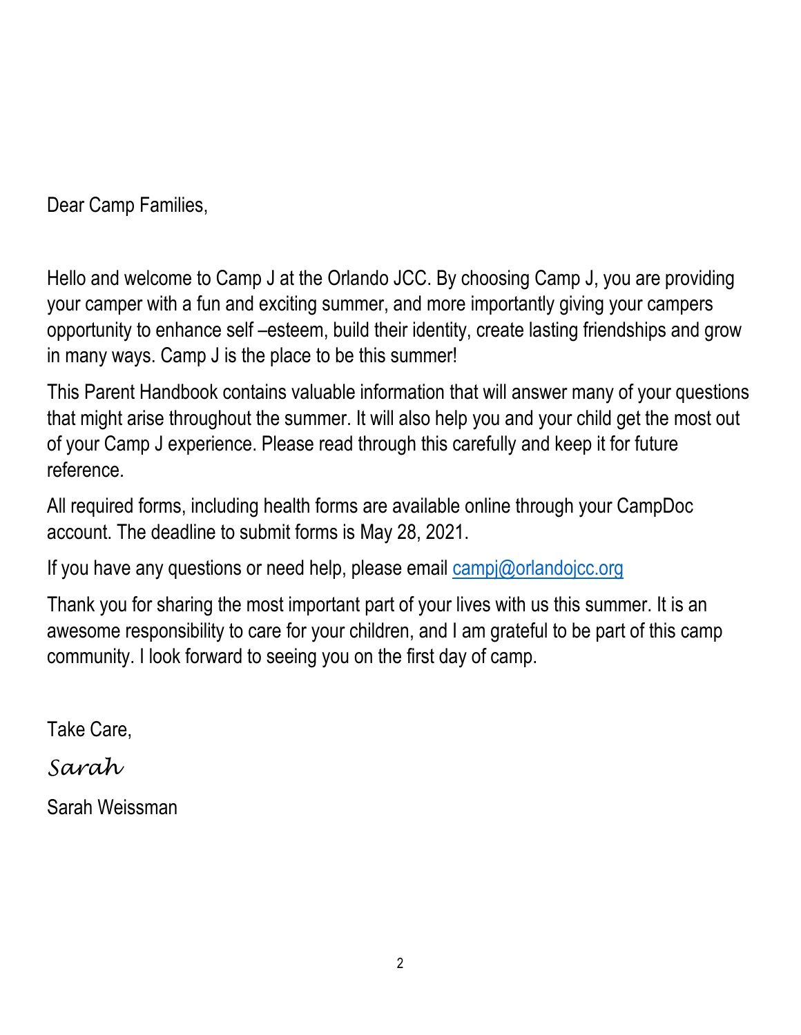Dear Camp Families,

Hello and welcome to Camp J at the Orlando JCC. By choosing Camp J, you are providing your camper with a fun and exciting summer, and more importantly giving your campers opportunity to enhance self –esteem, build their identity, create lasting friendships and grow in many ways. Camp J is the place to be this summer!

This Parent Handbook contains valuable information that will answer many of your questions that might arise throughout the summer. It will also help you and your child get the most out of your Camp J experience. Please read through this carefully and keep it for future reference.

All required forms, including health forms are available online through your CampDoc account. The deadline to submit forms is May 28, 2021.

If you have any questions or need help, please email campj@orlandojcc.org

Thank you for sharing the most important part of your lives with us this summer. It is an awesome responsibility to care for your children, and I am grateful to be part of this camp community. I look forward to seeing you on the first day of camp.

Take Care,

*Sarah*

Sarah Weissman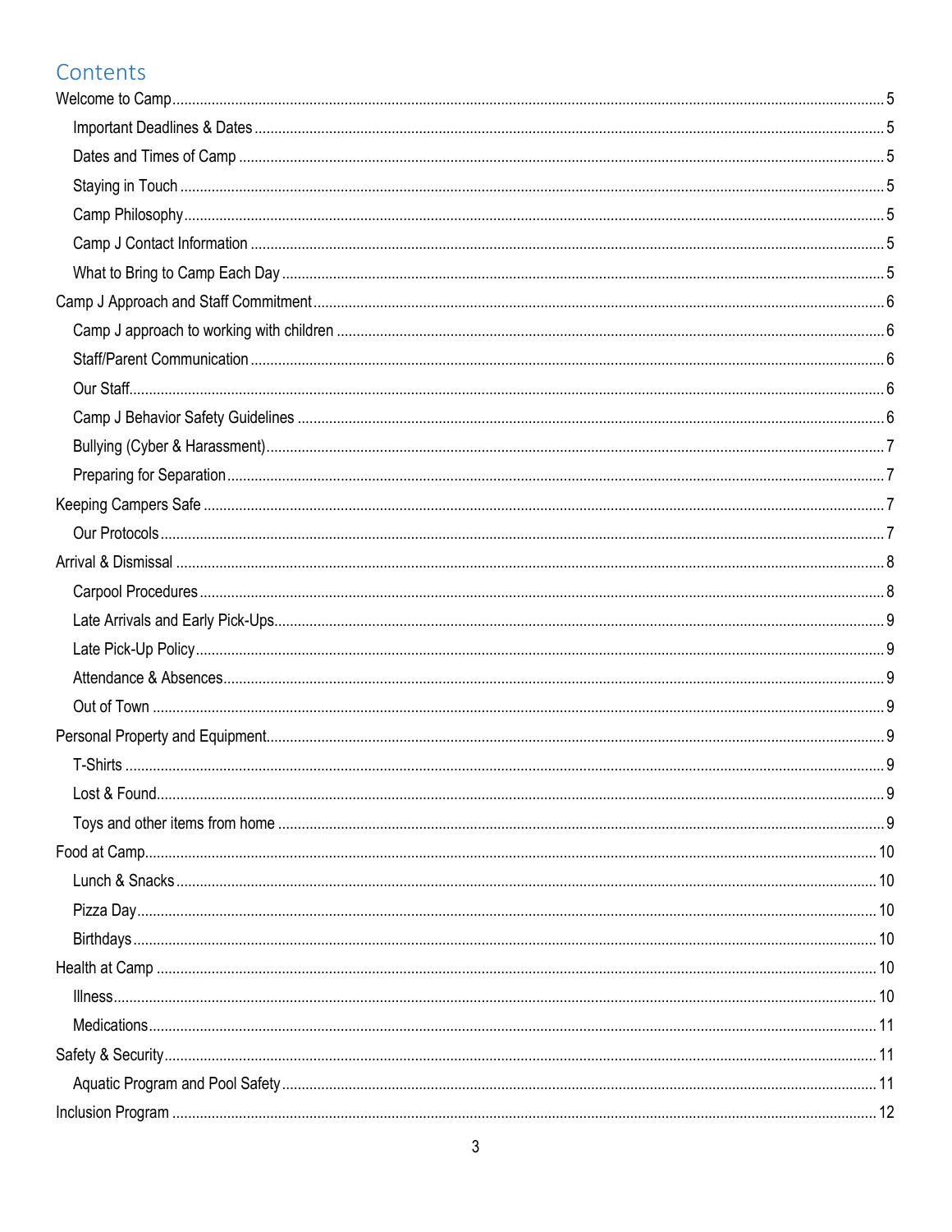# Contents

- Welcome to Camp ........ 5
  - Important Deadlines & Dates ........ 5
  - Dates and Times of Camp ........ 5
  - Staying in Touch ........ 5
  - Camp Philosophy ........ 5
  - Camp J Contact Information ........ 5
  - What to Bring to Camp Each Day ........ 5
- Camp J Approach and Staff Commitment ........ 6
  - Camp J approach to working with children ........ 6
  - Staff/Parent Communication ........ 6
  - Our Staff ........ 6
  - Camp J Behavior Safety Guidelines ........ 6
  - Bullying (Cyber & Harassment) ........ 7
  - Preparing for Separation ........ 7
- Keeping Campers Safe ........ 7
  - Our Protocols ........ 7
- Arrival & Dismissal ........ 8
  - Carpool Procedures ........ 8
  - Late Arrivals and Early Pick-Ups ........ 9
  - Late Pick-Up Policy ........ 9
  - Attendance & Absences ........ 9
  - Out of Town ........ 9
- Personal Property and Equipment ........ 9
  - T-Shirts ........ 9
  - Lost & Found ........ 9
  - Toys and other items from home ........ 9
- Food at Camp ........ 10
  - Lunch & Snacks ........ 10
  - Pizza Day ........ 10
  - Birthdays ........ 10
- Health at Camp ........ 10
  - Illness ........ 10
  - Medications ........ 11
- Safety & Security ........ 11
  - Aquatic Program and Pool Safety ........ 11
- Inclusion Program ........ 12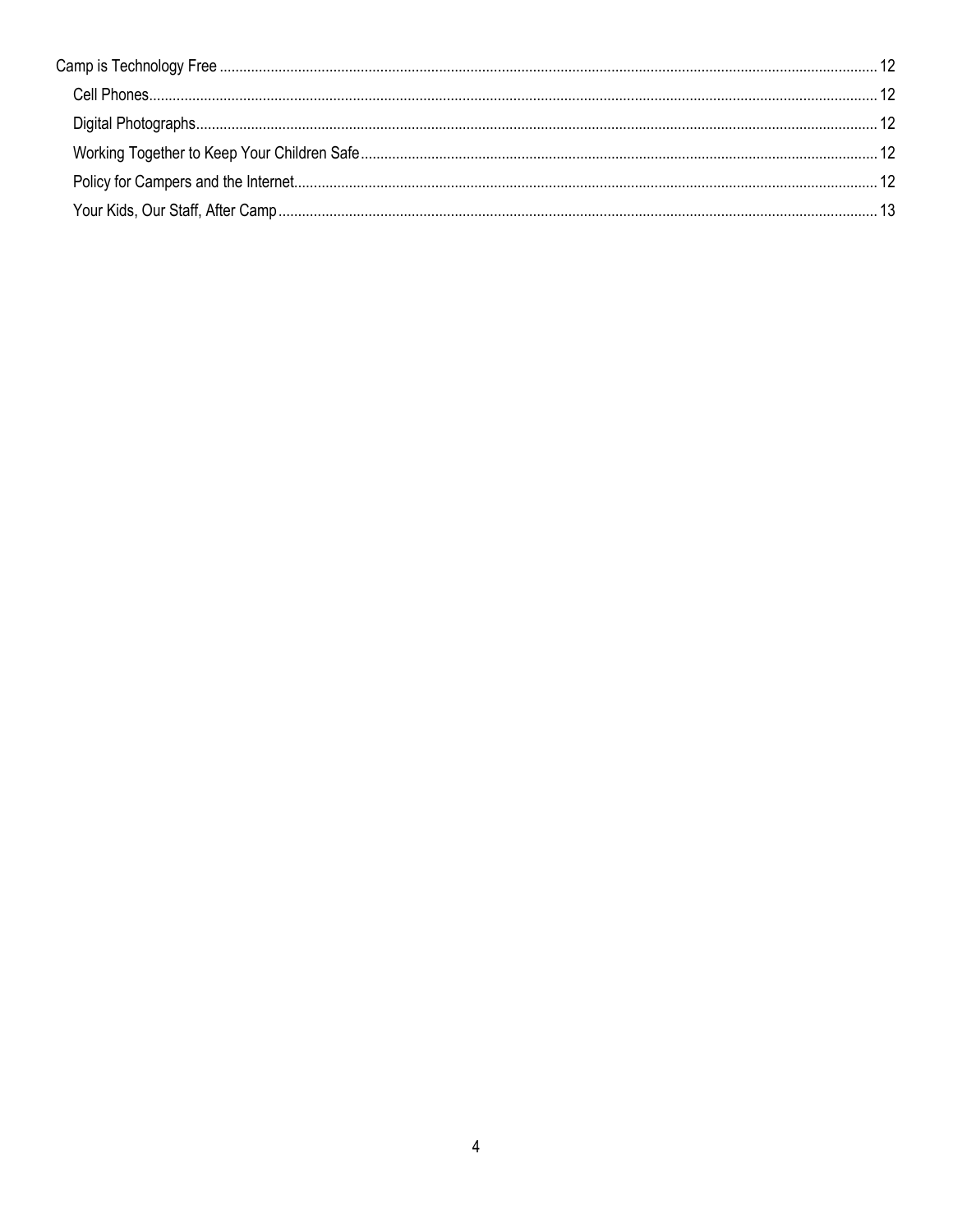Camp is Technology Free ........................................................................ 12

- Cell Phones ........................................................................ 12
- Digital Photographs ........................................................................ 12
- Working Together to Keep Your Children Safe ........................................................................ 12
- Policy for Campers and the Internet ........................................................................ 12
- Your Kids, Our Staff, After Camp ........................................................................ 13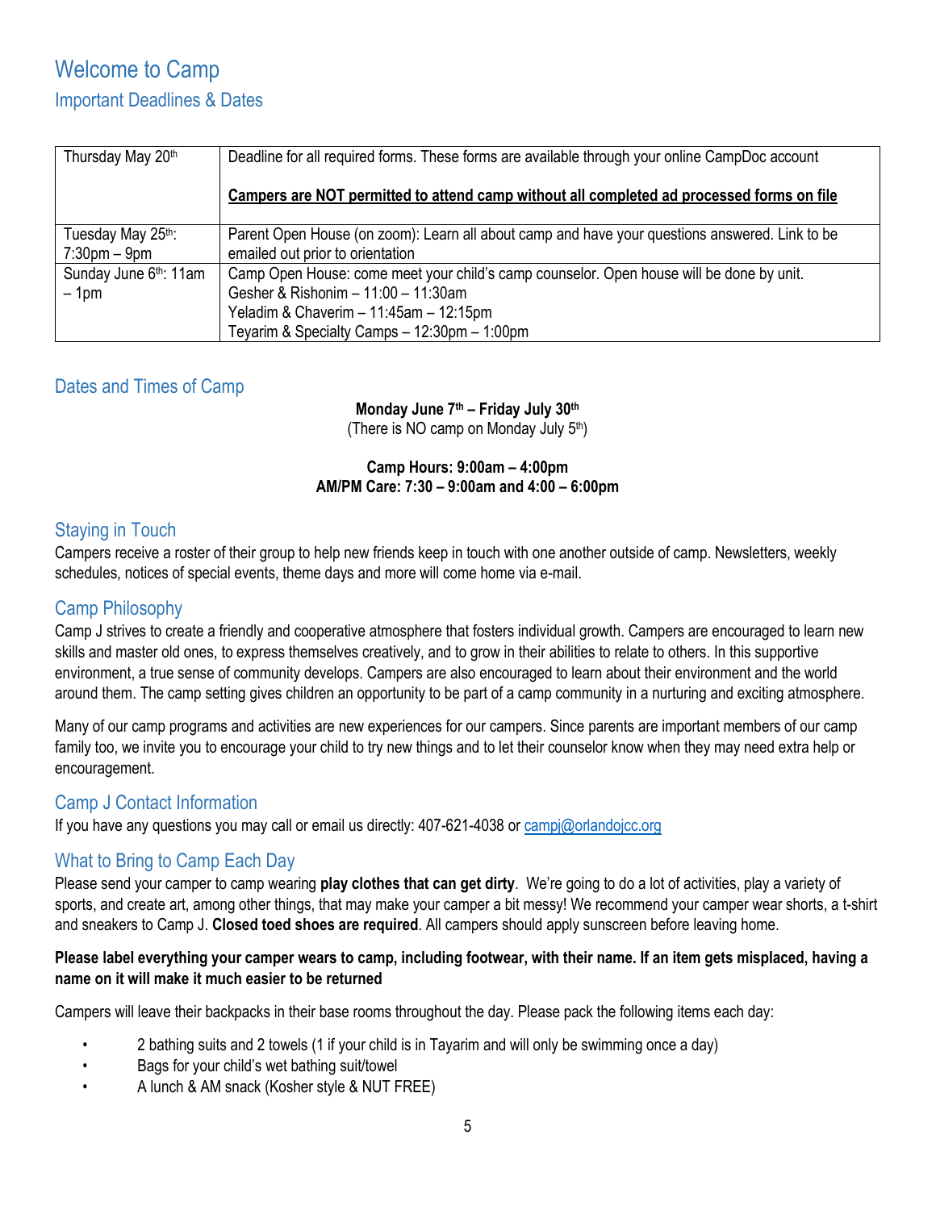# Welcome to Camp

## Important Deadlines & Dates

| | |
|---|---|
| Thursday May 20th | Deadline for all required forms. These forms are available through your online CampDoc account<br><br>**Campers are NOT permitted to attend camp without all completed ad processed forms on file** |
| Tuesday May 25th: 7:30pm – 9pm | Parent Open House (on zoom): Learn all about camp and have your questions answered. Link to be emailed out prior to orientation |
| Sunday June 6th: 11am – 1pm | Camp Open House: come meet your child's camp counselor. Open house will be done by unit.<br>Gesher & Rishonim – 11:00 – 11:30am<br>Yeladim & Chaverim – 11:45am – 12:15pm<br>Teyarim & Specialty Camps – 12:30pm – 1:00pm |

## Dates and Times of Camp

**Monday June 7th – Friday July 30th**
(There is NO camp on Monday July 5th)

**Camp Hours: 9:00am – 4:00pm**
**AM/PM Care: 7:30 – 9:00am and 4:00 – 6:00pm**

## Staying in Touch

Campers receive a roster of their group to help new friends keep in touch with one another outside of camp. Newsletters, weekly schedules, notices of special events, theme days and more will come home via e-mail.

## Camp Philosophy

Camp J strives to create a friendly and cooperative atmosphere that fosters individual growth. Campers are encouraged to learn new skills and master old ones, to express themselves creatively, and to grow in their abilities to relate to others. In this supportive environment, a true sense of community develops. Campers are also encouraged to learn about their environment and the world around them. The camp setting gives children an opportunity to be part of a camp community in a nurturing and exciting atmosphere.

Many of our camp programs and activities are new experiences for our campers. Since parents are important members of our camp family too, we invite you to encourage your child to try new things and to let their counselor know when they may need extra help or encouragement.

## Camp J Contact Information

If you have any questions you may call or email us directly: 407-621-4038 or campj@orlandojcc.org

## What to Bring to Camp Each Day

Please send your camper to camp wearing **play clothes that can get dirty**. We're going to do a lot of activities, play a variety of sports, and create art, among other things, that may make your camper a bit messy! We recommend your camper wear shorts, a t-shirt and sneakers to Camp J. **Closed toed shoes are required**. All campers should apply sunscreen before leaving home.

**Please label everything your camper wears to camp, including footwear, with their name. If an item gets misplaced, having a name on it will make it much easier to be returned**

Campers will leave their backpacks in their base rooms throughout the day. Please pack the following items each day:

- 2 bathing suits and 2 towels (1 if your child is in Tayarim and will only be swimming once a day)
- Bags for your child's wet bathing suit/towel
- A lunch & AM snack (Kosher style & NUT FREE)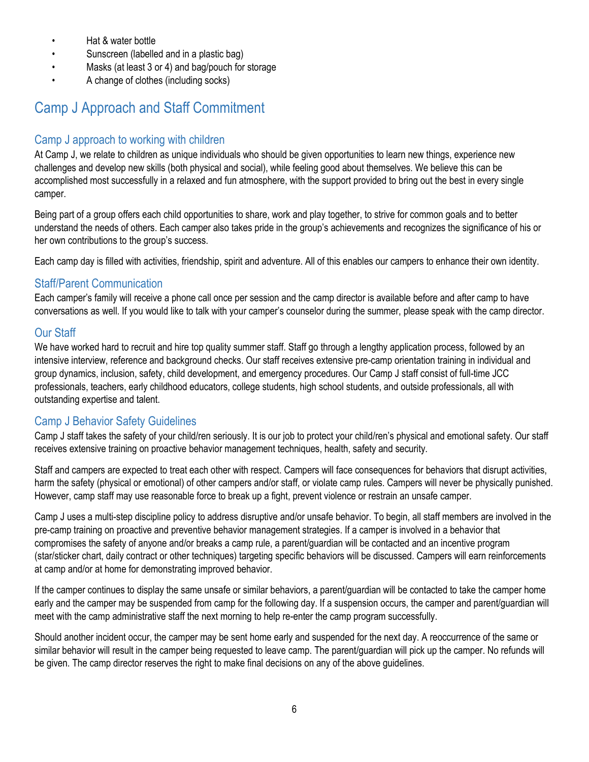- Hat & water bottle
- Sunscreen (labelled and in a plastic bag)
- Masks (at least 3 or 4) and bag/pouch for storage
- A change of clothes (including socks)

# Camp J Approach and Staff Commitment

## Camp J approach to working with children

At Camp J, we relate to children as unique individuals who should be given opportunities to learn new things, experience new challenges and develop new skills (both physical and social), while feeling good about themselves. We believe this can be accomplished most successfully in a relaxed and fun atmosphere, with the support provided to bring out the best in every single camper.

Being part of a group offers each child opportunities to share, work and play together, to strive for common goals and to better understand the needs of others. Each camper also takes pride in the group's achievements and recognizes the significance of his or her own contributions to the group's success.

Each camp day is filled with activities, friendship, spirit and adventure. All of this enables our campers to enhance their own identity.

## Staff/Parent Communication

Each camper's family will receive a phone call once per session and the camp director is available before and after camp to have conversations as well. If you would like to talk with your camper's counselor during the summer, please speak with the camp director.

## Our Staff

We have worked hard to recruit and hire top quality summer staff. Staff go through a lengthy application process, followed by an intensive interview, reference and background checks. Our staff receives extensive pre-camp orientation training in individual and group dynamics, inclusion, safety, child development, and emergency procedures. Our Camp J staff consist of full-time JCC professionals, teachers, early childhood educators, college students, high school students, and outside professionals, all with outstanding expertise and talent.

## Camp J Behavior Safety Guidelines

Camp J staff takes the safety of your child/ren seriously. It is our job to protect your child/ren's physical and emotional safety. Our staff receives extensive training on proactive behavior management techniques, health, safety and security.

Staff and campers are expected to treat each other with respect. Campers will face consequences for behaviors that disrupt activities, harm the safety (physical or emotional) of other campers and/or staff, or violate camp rules. Campers will never be physically punished. However, camp staff may use reasonable force to break up a fight, prevent violence or restrain an unsafe camper.

Camp J uses a multi-step discipline policy to address disruptive and/or unsafe behavior. To begin, all staff members are involved in the pre-camp training on proactive and preventive behavior management strategies. If a camper is involved in a behavior that compromises the safety of anyone and/or breaks a camp rule, a parent/guardian will be contacted and an incentive program (star/sticker chart, daily contract or other techniques) targeting specific behaviors will be discussed. Campers will earn reinforcements at camp and/or at home for demonstrating improved behavior.

If the camper continues to display the same unsafe or similar behaviors, a parent/guardian will be contacted to take the camper home early and the camper may be suspended from camp for the following day. If a suspension occurs, the camper and parent/guardian will meet with the camp administrative staff the next morning to help re-enter the camp program successfully.

Should another incident occur, the camper may be sent home early and suspended for the next day. A reoccurrence of the same or similar behavior will result in the camper being requested to leave camp. The parent/guardian will pick up the camper. No refunds will be given. The camp director reserves the right to make final decisions on any of the above guidelines.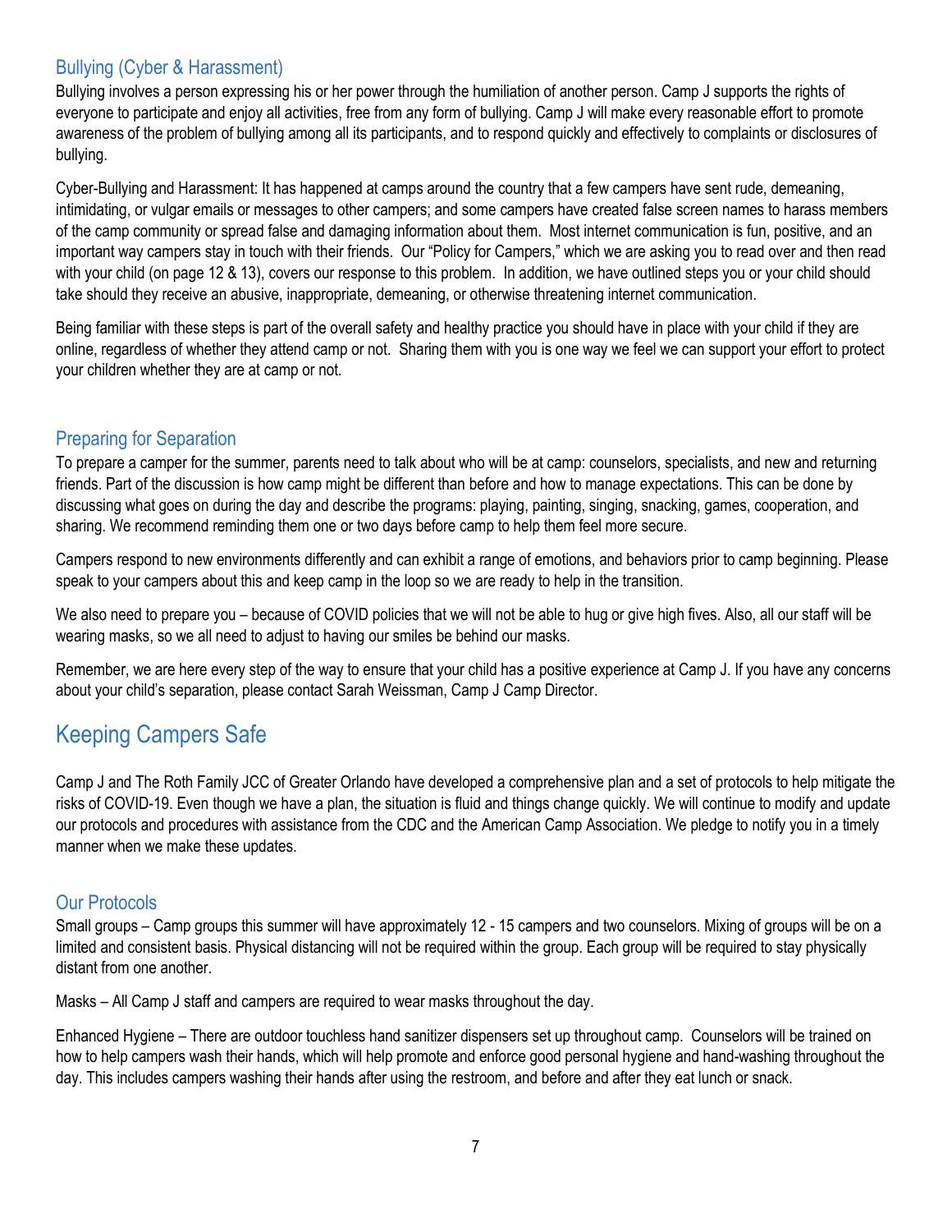### Bullying (Cyber & Harassment)

Bullying involves a person expressing his or her power through the humiliation of another person. Camp J supports the rights of everyone to participate and enjoy all activities, free from any form of bullying. Camp J will make every reasonable effort to promote awareness of the problem of bullying among all its participants, and to respond quickly and effectively to complaints or disclosures of bullying.

Cyber-Bullying and Harassment: It has happened at camps around the country that a few campers have sent rude, demeaning, intimidating, or vulgar emails or messages to other campers; and some campers have created false screen names to harass members of the camp community or spread false and damaging information about them. Most internet communication is fun, positive, and an important way campers stay in touch with their friends. Our "Policy for Campers," which we are asking you to read over and then read with your child (on page 12 & 13), covers our response to this problem. In addition, we have outlined steps you or your child should take should they receive an abusive, inappropriate, demeaning, or otherwise threatening internet communication.

Being familiar with these steps is part of the overall safety and healthy practice you should have in place with your child if they are online, regardless of whether they attend camp or not. Sharing them with you is one way we feel we can support your effort to protect your children whether they are at camp or not.

### Preparing for Separation

To prepare a camper for the summer, parents need to talk about who will be at camp: counselors, specialists, and new and returning friends. Part of the discussion is how camp might be different than before and how to manage expectations. This can be done by discussing what goes on during the day and describe the programs: playing, painting, singing, snacking, games, cooperation, and sharing. We recommend reminding them one or two days before camp to help them feel more secure.

Campers respond to new environments differently and can exhibit a range of emotions, and behaviors prior to camp beginning. Please speak to your campers about this and keep camp in the loop so we are ready to help in the transition.

We also need to prepare you – because of COVID policies that we will not be able to hug or give high fives. Also, all our staff will be wearing masks, so we all need to adjust to having our smiles be behind our masks.

Remember, we are here every step of the way to ensure that your child has a positive experience at Camp J. If you have any concerns about your child's separation, please contact Sarah Weissman, Camp J Camp Director.

## Keeping Campers Safe

Camp J and The Roth Family JCC of Greater Orlando have developed a comprehensive plan and a set of protocols to help mitigate the risks of COVID-19. Even though we have a plan, the situation is fluid and things change quickly. We will continue to modify and update our protocols and procedures with assistance from the CDC and the American Camp Association. We pledge to notify you in a timely manner when we make these updates.

### Our Protocols

Small groups – Camp groups this summer will have approximately 12 - 15 campers and two counselors. Mixing of groups will be on a limited and consistent basis. Physical distancing will not be required within the group. Each group will be required to stay physically distant from one another.

Masks – All Camp J staff and campers are required to wear masks throughout the day.

Enhanced Hygiene – There are outdoor touchless hand sanitizer dispensers set up throughout camp. Counselors will be trained on how to help campers wash their hands, which will help promote and enforce good personal hygiene and hand-washing throughout the day. This includes campers washing their hands after using the restroom, and before and after they eat lunch or snack.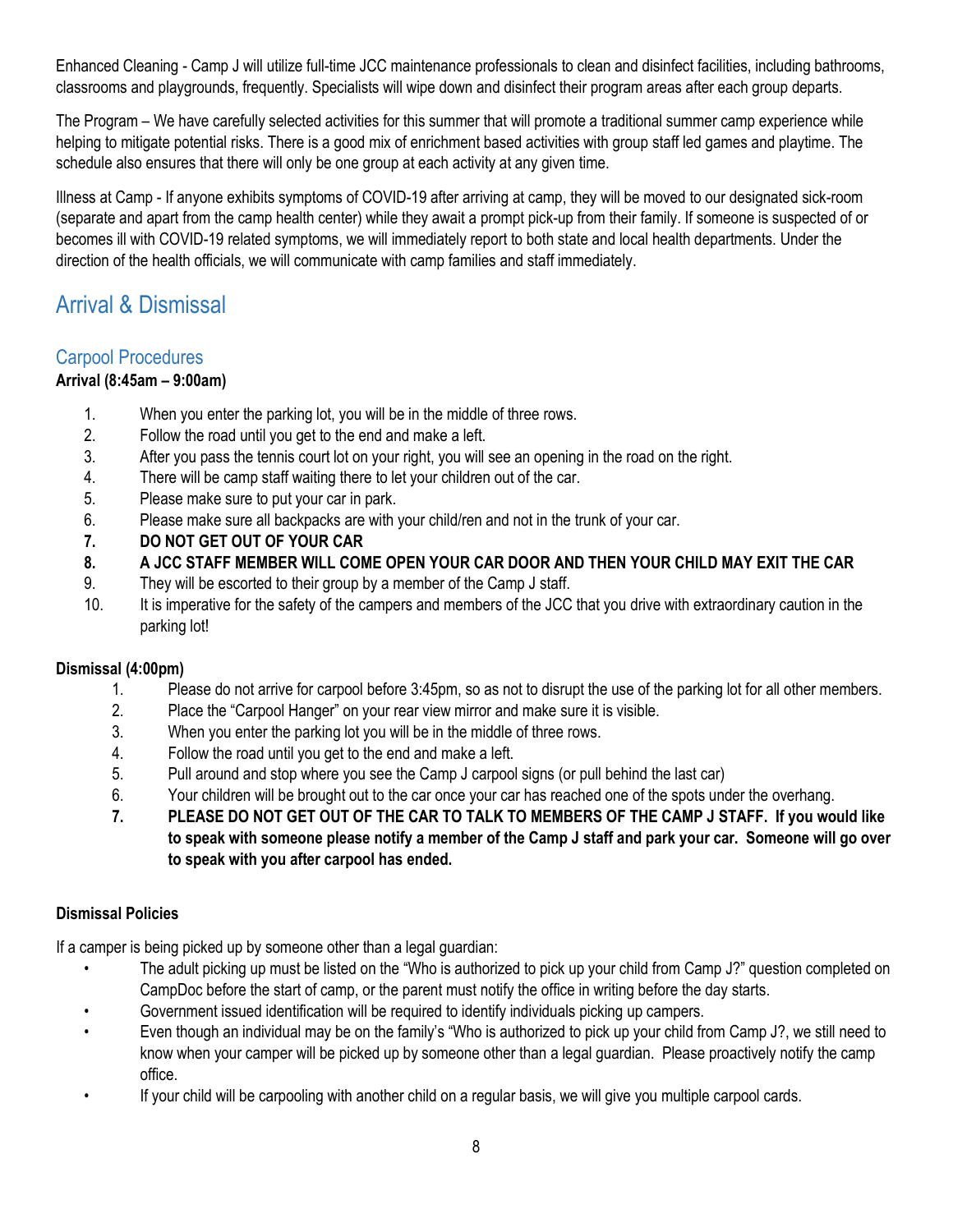Enhanced Cleaning - Camp J will utilize full-time JCC maintenance professionals to clean and disinfect facilities, including bathrooms, classrooms and playgrounds, frequently. Specialists will wipe down and disinfect their program areas after each group departs.

The Program – We have carefully selected activities for this summer that will promote a traditional summer camp experience while helping to mitigate potential risks. There is a good mix of enrichment based activities with group staff led games and playtime. The schedule also ensures that there will only be one group at each activity at any given time.

Illness at Camp - If anyone exhibits symptoms of COVID-19 after arriving at camp, they will be moved to our designated sick-room (separate and apart from the camp health center) while they await a prompt pick-up from their family. If someone is suspected of or becomes ill with COVID-19 related symptoms, we will immediately report to both state and local health departments. Under the direction of the health officials, we will communicate with camp families and staff immediately.

## Arrival & Dismissal

### Carpool Procedures

**Arrival (8:45am – 9:00am)**

1. When you enter the parking lot, you will be in the middle of three rows.
2. Follow the road until you get to the end and make a left.
3. After you pass the tennis court lot on your right, you will see an opening in the road on the right.
4. There will be camp staff waiting there to let your children out of the car.
5. Please make sure to put your car in park.
6. Please make sure all backpacks are with your child/ren and not in the trunk of your car.
7. **DO NOT GET OUT OF YOUR CAR**
8. **A JCC STAFF MEMBER WILL COME OPEN YOUR CAR DOOR AND THEN YOUR CHILD MAY EXIT THE CAR**
9. They will be escorted to their group by a member of the Camp J staff.
10. It is imperative for the safety of the campers and members of the JCC that you drive with extraordinary caution in the parking lot!

**Dismissal (4:00pm)**

1. Please do not arrive for carpool before 3:45pm, so as not to disrupt the use of the parking lot for all other members.
2. Place the "Carpool Hanger" on your rear view mirror and make sure it is visible.
3. When you enter the parking lot you will be in the middle of three rows.
4. Follow the road until you get to the end and make a left.
5. Pull around and stop where you see the Camp J carpool signs (or pull behind the last car)
6. Your children will be brought out to the car once your car has reached one of the spots under the overhang.
7. **PLEASE DO NOT GET OUT OF THE CAR TO TALK TO MEMBERS OF THE CAMP J STAFF. If you would like to speak with someone please notify a member of the Camp J staff and park your car. Someone will go over to speak with you after carpool has ended.**

**Dismissal Policies**

If a camper is being picked up by someone other than a legal guardian:

- The adult picking up must be listed on the "Who is authorized to pick up your child from Camp J?" question completed on CampDoc before the start of camp, or the parent must notify the office in writing before the day starts.
- Government issued identification will be required to identify individuals picking up campers.
- Even though an individual may be on the family's "Who is authorized to pick up your child from Camp J?, we still need to know when your camper will be picked up by someone other than a legal guardian. Please proactively notify the camp office.
- If your child will be carpooling with another child on a regular basis, we will give you multiple carpool cards.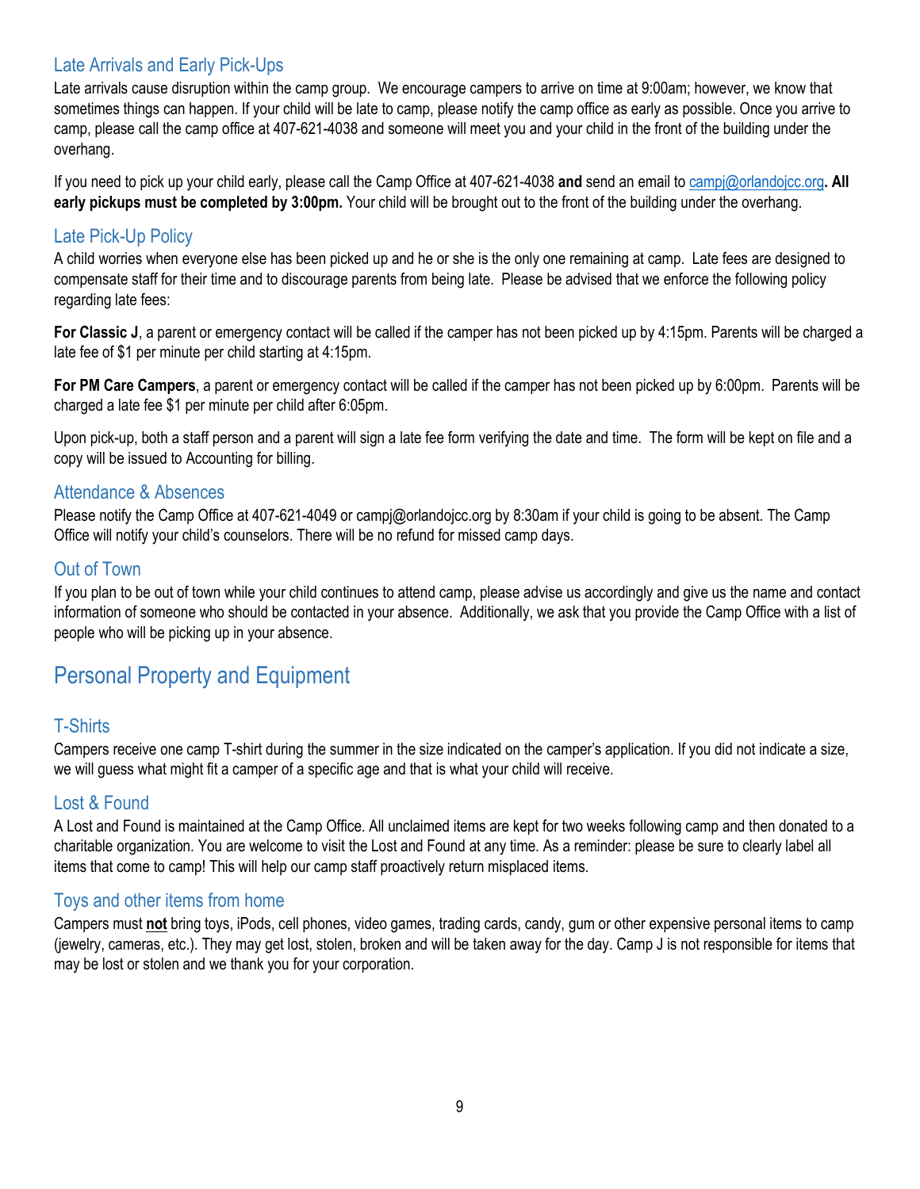### Late Arrivals and Early Pick-Ups

Late arrivals cause disruption within the camp group. We encourage campers to arrive on time at 9:00am; however, we know that sometimes things can happen. If your child will be late to camp, please notify the camp office as early as possible. Once you arrive to camp, please call the camp office at 407-621-4038 and someone will meet you and your child in the front of the building under the overhang.

If you need to pick up your child early, please call the Camp Office at 407-621-4038 **and** send an email to campj@orlandojcc.org**. All early pickups must be completed by 3:00pm.** Your child will be brought out to the front of the building under the overhang.

### Late Pick-Up Policy

A child worries when everyone else has been picked up and he or she is the only one remaining at camp. Late fees are designed to compensate staff for their time and to discourage parents from being late. Please be advised that we enforce the following policy regarding late fees:

**For Classic J**, a parent or emergency contact will be called if the camper has not been picked up by 4:15pm. Parents will be charged a late fee of $1 per minute per child starting at 4:15pm.

**For PM Care Campers**, a parent or emergency contact will be called if the camper has not been picked up by 6:00pm. Parents will be charged a late fee $1 per minute per child after 6:05pm.

Upon pick-up, both a staff person and a parent will sign a late fee form verifying the date and time. The form will be kept on file and a copy will be issued to Accounting for billing.

### Attendance & Absences

Please notify the Camp Office at 407-621-4049 or campj@orlandojcc.org by 8:30am if your child is going to be absent. The Camp Office will notify your child's counselors. There will be no refund for missed camp days.

### Out of Town

If you plan to be out of town while your child continues to attend camp, please advise us accordingly and give us the name and contact information of someone who should be contacted in your absence. Additionally, we ask that you provide the Camp Office with a list of people who will be picking up in your absence.

## Personal Property and Equipment

### T-Shirts

Campers receive one camp T-shirt during the summer in the size indicated on the camper's application. If you did not indicate a size, we will guess what might fit a camper of a specific age and that is what your child will receive.

### Lost & Found

A Lost and Found is maintained at the Camp Office. All unclaimed items are kept for two weeks following camp and then donated to a charitable organization. You are welcome to visit the Lost and Found at any time. As a reminder: please be sure to clearly label all items that come to camp! This will help our camp staff proactively return misplaced items.

### Toys and other items from home

Campers must **not** bring toys, iPods, cell phones, video games, trading cards, candy, gum or other expensive personal items to camp (jewelry, cameras, etc.). They may get lost, stolen, broken and will be taken away for the day. Camp J is not responsible for items that may be lost or stolen and we thank you for your corporation.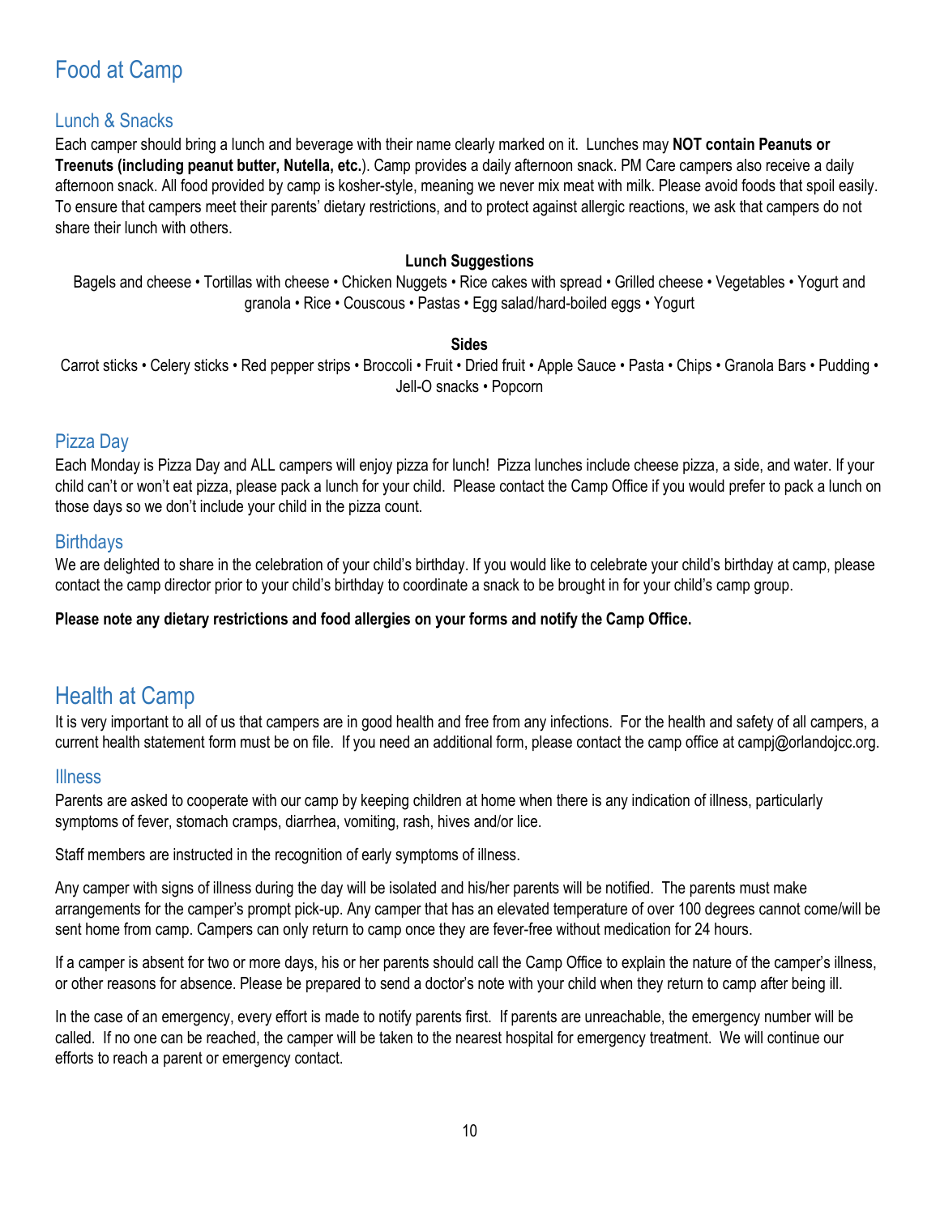# Food at Camp

## Lunch & Snacks

Each camper should bring a lunch and beverage with their name clearly marked on it. Lunches may **NOT contain Peanuts or Treenuts (including peanut butter, Nutella, etc.**). Camp provides a daily afternoon snack. PM Care campers also receive a daily afternoon snack. All food provided by camp is kosher-style, meaning we never mix meat with milk. Please avoid foods that spoil easily. To ensure that campers meet their parents' dietary restrictions, and to protect against allergic reactions, we ask that campers do not share their lunch with others.

**Lunch Suggestions**

Bagels and cheese • Tortillas with cheese • Chicken Nuggets • Rice cakes with spread • Grilled cheese • Vegetables • Yogurt and granola • Rice • Couscous • Pastas • Egg salad/hard-boiled eggs • Yogurt

**Sides**

Carrot sticks • Celery sticks • Red pepper strips • Broccoli • Fruit • Dried fruit • Apple Sauce • Pasta • Chips • Granola Bars • Pudding • Jell-O snacks • Popcorn

## Pizza Day

Each Monday is Pizza Day and ALL campers will enjoy pizza for lunch! Pizza lunches include cheese pizza, a side, and water. If your child can't or won't eat pizza, please pack a lunch for your child. Please contact the Camp Office if you would prefer to pack a lunch on those days so we don't include your child in the pizza count.

## Birthdays

We are delighted to share in the celebration of your child's birthday. If you would like to celebrate your child's birthday at camp, please contact the camp director prior to your child's birthday to coordinate a snack to be brought in for your child's camp group.

**Please note any dietary restrictions and food allergies on your forms and notify the Camp Office.**

# Health at Camp

It is very important to all of us that campers are in good health and free from any infections. For the health and safety of all campers, a current health statement form must be on file. If you need an additional form, please contact the camp office at campj@orlandojcc.org.

## Illness

Parents are asked to cooperate with our camp by keeping children at home when there is any indication of illness, particularly symptoms of fever, stomach cramps, diarrhea, vomiting, rash, hives and/or lice.

Staff members are instructed in the recognition of early symptoms of illness.

Any camper with signs of illness during the day will be isolated and his/her parents will be notified. The parents must make arrangements for the camper's prompt pick-up. Any camper that has an elevated temperature of over 100 degrees cannot come/will be sent home from camp. Campers can only return to camp once they are fever-free without medication for 24 hours.

If a camper is absent for two or more days, his or her parents should call the Camp Office to explain the nature of the camper's illness, or other reasons for absence. Please be prepared to send a doctor's note with your child when they return to camp after being ill.

In the case of an emergency, every effort is made to notify parents first. If parents are unreachable, the emergency number will be called. If no one can be reached, the camper will be taken to the nearest hospital for emergency treatment. We will continue our efforts to reach a parent or emergency contact.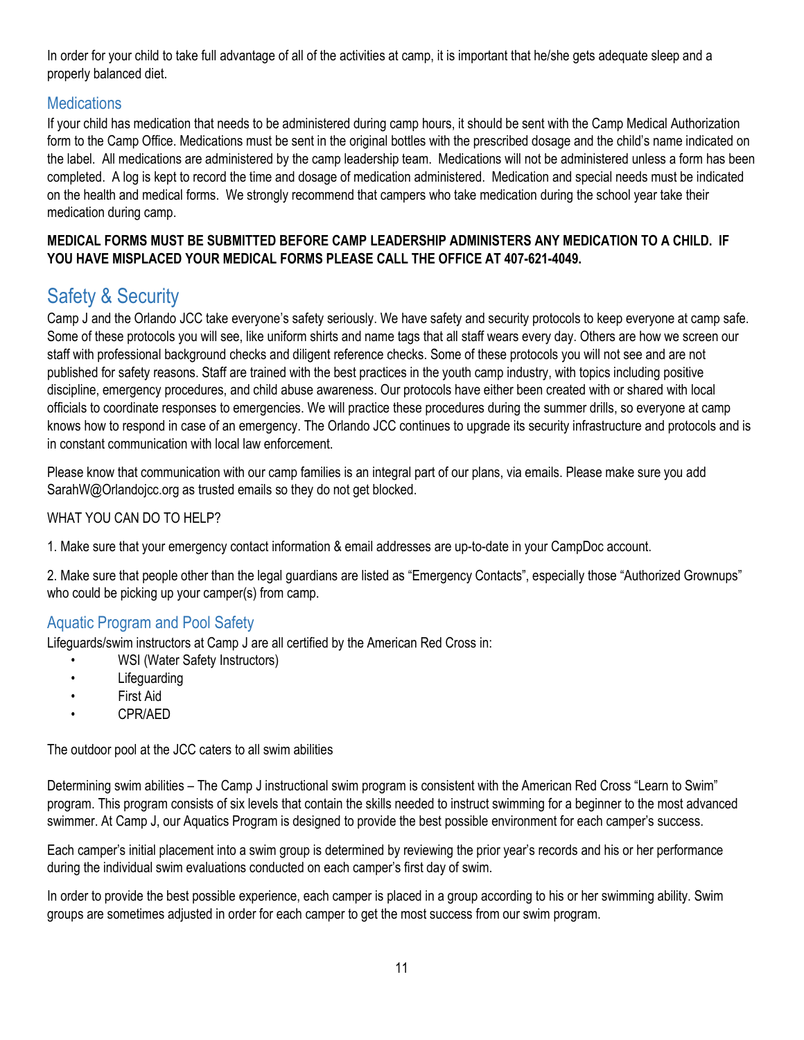In order for your child to take full advantage of all of the activities at camp, it is important that he/she gets adequate sleep and a properly balanced diet.

### Medications

If your child has medication that needs to be administered during camp hours, it should be sent with the Camp Medical Authorization form to the Camp Office. Medications must be sent in the original bottles with the prescribed dosage and the child's name indicated on the label. All medications are administered by the camp leadership team. Medications will not be administered unless a form has been completed. A log is kept to record the time and dosage of medication administered. Medication and special needs must be indicated on the health and medical forms. We strongly recommend that campers who take medication during the school year take their medication during camp.

**MEDICAL FORMS MUST BE SUBMITTED BEFORE CAMP LEADERSHIP ADMINISTERS ANY MEDICATION TO A CHILD. IF YOU HAVE MISPLACED YOUR MEDICAL FORMS PLEASE CALL THE OFFICE AT 407-621-4049.**

## Safety & Security

Camp J and the Orlando JCC take everyone's safety seriously. We have safety and security protocols to keep everyone at camp safe. Some of these protocols you will see, like uniform shirts and name tags that all staff wears every day. Others are how we screen our staff with professional background checks and diligent reference checks. Some of these protocols you will not see and are not published for safety reasons. Staff are trained with the best practices in the youth camp industry, with topics including positive discipline, emergency procedures, and child abuse awareness. Our protocols have either been created with or shared with local officials to coordinate responses to emergencies. We will practice these procedures during the summer drills, so everyone at camp knows how to respond in case of an emergency. The Orlando JCC continues to upgrade its security infrastructure and protocols and is in constant communication with local law enforcement.

Please know that communication with our camp families is an integral part of our plans, via emails. Please make sure you add SarahW@Orlandojcc.org as trusted emails so they do not get blocked.

WHAT YOU CAN DO TO HELP?

1. Make sure that your emergency contact information & email addresses are up-to-date in your CampDoc account.

2. Make sure that people other than the legal guardians are listed as "Emergency Contacts", especially those "Authorized Grownups" who could be picking up your camper(s) from camp.

### Aquatic Program and Pool Safety

Lifeguards/swim instructors at Camp J are all certified by the American Red Cross in:

- WSI (Water Safety Instructors)
- Lifeguarding
- First Aid
- CPR/AED

The outdoor pool at the JCC caters to all swim abilities

Determining swim abilities – The Camp J instructional swim program is consistent with the American Red Cross "Learn to Swim" program. This program consists of six levels that contain the skills needed to instruct swimming for a beginner to the most advanced swimmer. At Camp J, our Aquatics Program is designed to provide the best possible environment for each camper's success.

Each camper's initial placement into a swim group is determined by reviewing the prior year's records and his or her performance during the individual swim evaluations conducted on each camper's first day of swim.

In order to provide the best possible experience, each camper is placed in a group according to his or her swimming ability. Swim groups are sometimes adjusted in order for each camper to get the most success from our swim program.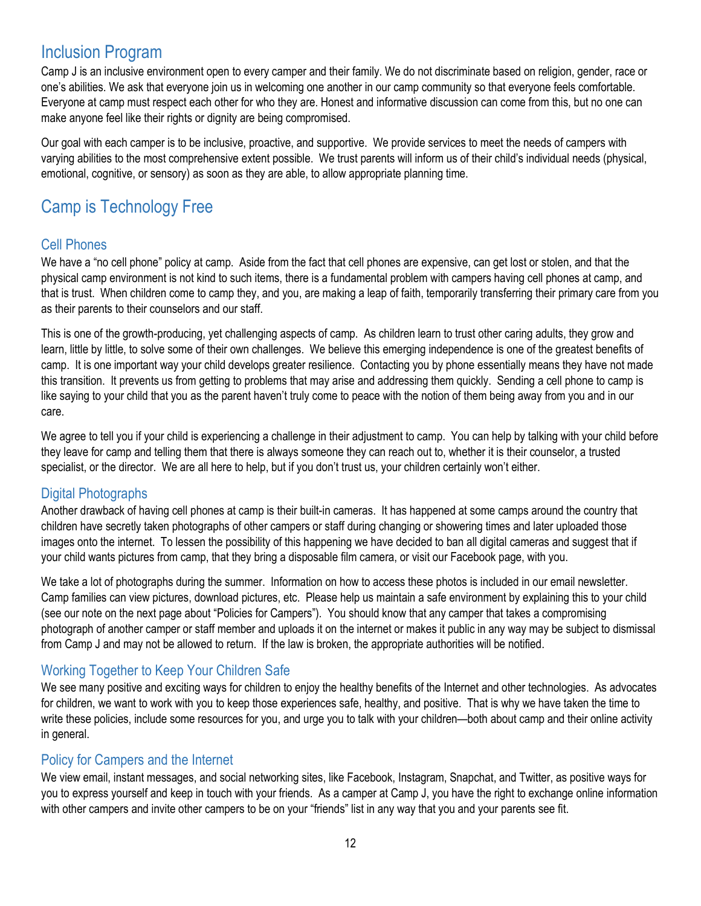## Inclusion Program

Camp J is an inclusive environment open to every camper and their family. We do not discriminate based on religion, gender, race or one's abilities. We ask that everyone join us in welcoming one another in our camp community so that everyone feels comfortable. Everyone at camp must respect each other for who they are. Honest and informative discussion can come from this, but no one can make anyone feel like their rights or dignity are being compromised.

Our goal with each camper is to be inclusive, proactive, and supportive. We provide services to meet the needs of campers with varying abilities to the most comprehensive extent possible. We trust parents will inform us of their child's individual needs (physical, emotional, cognitive, or sensory) as soon as they are able, to allow appropriate planning time.

## Camp is Technology Free

### Cell Phones

We have a "no cell phone" policy at camp. Aside from the fact that cell phones are expensive, can get lost or stolen, and that the physical camp environment is not kind to such items, there is a fundamental problem with campers having cell phones at camp, and that is trust. When children come to camp they, and you, are making a leap of faith, temporarily transferring their primary care from you as their parents to their counselors and our staff.

This is one of the growth-producing, yet challenging aspects of camp. As children learn to trust other caring adults, they grow and learn, little by little, to solve some of their own challenges. We believe this emerging independence is one of the greatest benefits of camp. It is one important way your child develops greater resilience. Contacting you by phone essentially means they have not made this transition. It prevents us from getting to problems that may arise and addressing them quickly. Sending a cell phone to camp is like saying to your child that you as the parent haven't truly come to peace with the notion of them being away from you and in our care.

We agree to tell you if your child is experiencing a challenge in their adjustment to camp. You can help by talking with your child before they leave for camp and telling them that there is always someone they can reach out to, whether it is their counselor, a trusted specialist, or the director. We are all here to help, but if you don't trust us, your children certainly won't either.

### Digital Photographs

Another drawback of having cell phones at camp is their built-in cameras. It has happened at some camps around the country that children have secretly taken photographs of other campers or staff during changing or showering times and later uploaded those images onto the internet. To lessen the possibility of this happening we have decided to ban all digital cameras and suggest that if your child wants pictures from camp, that they bring a disposable film camera, or visit our Facebook page, with you.

We take a lot of photographs during the summer. Information on how to access these photos is included in our email newsletter. Camp families can view pictures, download pictures, etc. Please help us maintain a safe environment by explaining this to your child (see our note on the next page about "Policies for Campers"). You should know that any camper that takes a compromising photograph of another camper or staff member and uploads it on the internet or makes it public in any way may be subject to dismissal from Camp J and may not be allowed to return. If the law is broken, the appropriate authorities will be notified.

### Working Together to Keep Your Children Safe

We see many positive and exciting ways for children to enjoy the healthy benefits of the Internet and other technologies. As advocates for children, we want to work with you to keep those experiences safe, healthy, and positive. That is why we have taken the time to write these policies, include some resources for you, and urge you to talk with your children—both about camp and their online activity in general.

### Policy for Campers and the Internet

We view email, instant messages, and social networking sites, like Facebook, Instagram, Snapchat, and Twitter, as positive ways for you to express yourself and keep in touch with your friends. As a camper at Camp J, you have the right to exchange online information with other campers and invite other campers to be on your "friends" list in any way that you and your parents see fit.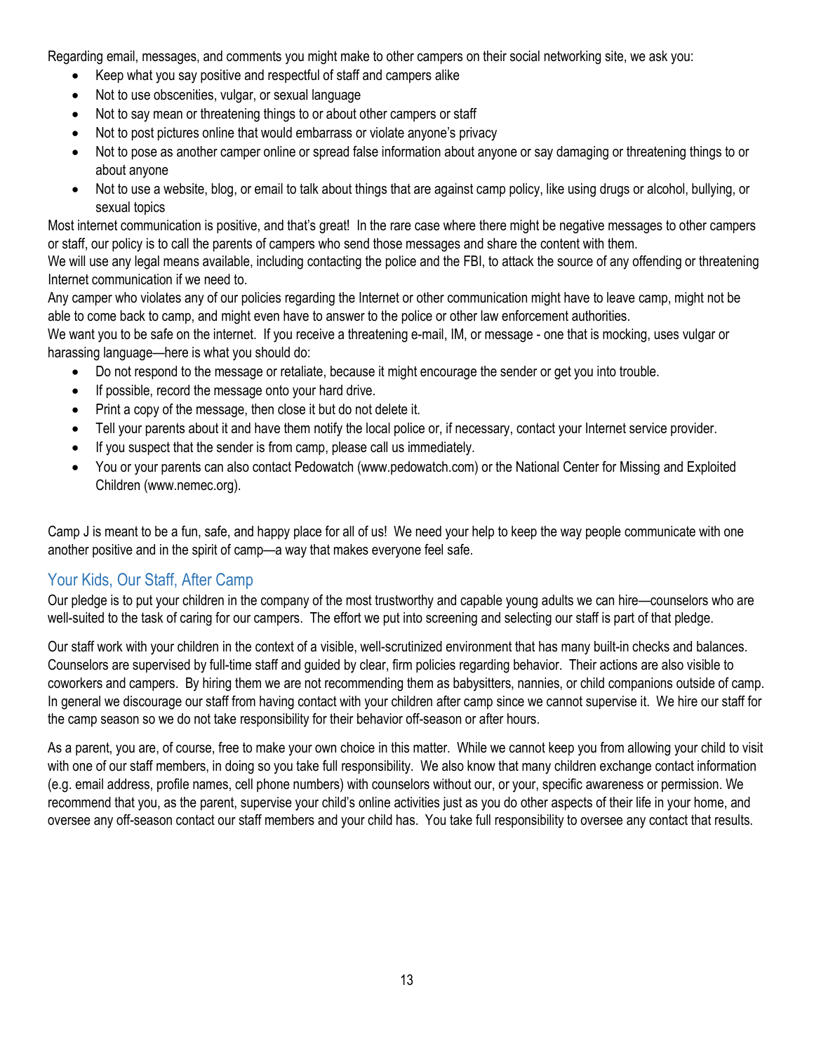Regarding email, messages, and comments you might make to other campers on their social networking site, we ask you:

- Keep what you say positive and respectful of staff and campers alike
- Not to use obscenities, vulgar, or sexual language
- Not to say mean or threatening things to or about other campers or staff
- Not to post pictures online that would embarrass or violate anyone's privacy
- Not to pose as another camper online or spread false information about anyone or say damaging or threatening things to or about anyone
- Not to use a website, blog, or email to talk about things that are against camp policy, like using drugs or alcohol, bullying, or sexual topics

Most internet communication is positive, and that's great! In the rare case where there might be negative messages to other campers or staff, our policy is to call the parents of campers who send those messages and share the content with them.

We will use any legal means available, including contacting the police and the FBI, to attack the source of any offending or threatening Internet communication if we need to.

Any camper who violates any of our policies regarding the Internet or other communication might have to leave camp, might not be able to come back to camp, and might even have to answer to the police or other law enforcement authorities.

We want you to be safe on the internet. If you receive a threatening e-mail, IM, or message - one that is mocking, uses vulgar or harassing language—here is what you should do:

- Do not respond to the message or retaliate, because it might encourage the sender or get you into trouble.
- If possible, record the message onto your hard drive.
- Print a copy of the message, then close it but do not delete it.
- Tell your parents about it and have them notify the local police or, if necessary, contact your Internet service provider.
- If you suspect that the sender is from camp, please call us immediately.
- You or your parents can also contact Pedowatch (www.pedowatch.com) or the National Center for Missing and Exploited Children (www.nemec.org).

Camp J is meant to be a fun, safe, and happy place for all of us! We need your help to keep the way people communicate with one another positive and in the spirit of camp—a way that makes everyone feel safe.

## Your Kids, Our Staff, After Camp

Our pledge is to put your children in the company of the most trustworthy and capable young adults we can hire—counselors who are well-suited to the task of caring for our campers. The effort we put into screening and selecting our staff is part of that pledge.

Our staff work with your children in the context of a visible, well-scrutinized environment that has many built-in checks and balances. Counselors are supervised by full-time staff and guided by clear, firm policies regarding behavior. Their actions are also visible to coworkers and campers. By hiring them we are not recommending them as babysitters, nannies, or child companions outside of camp. In general we discourage our staff from having contact with your children after camp since we cannot supervise it. We hire our staff for the camp season so we do not take responsibility for their behavior off-season or after hours.

As a parent, you are, of course, free to make your own choice in this matter. While we cannot keep you from allowing your child to visit with one of our staff members, in doing so you take full responsibility. We also know that many children exchange contact information (e.g. email address, profile names, cell phone numbers) with counselors without our, or your, specific awareness or permission. We recommend that you, as the parent, supervise your child's online activities just as you do other aspects of their life in your home, and oversee any off-season contact our staff members and your child has. You take full responsibility to oversee any contact that results.